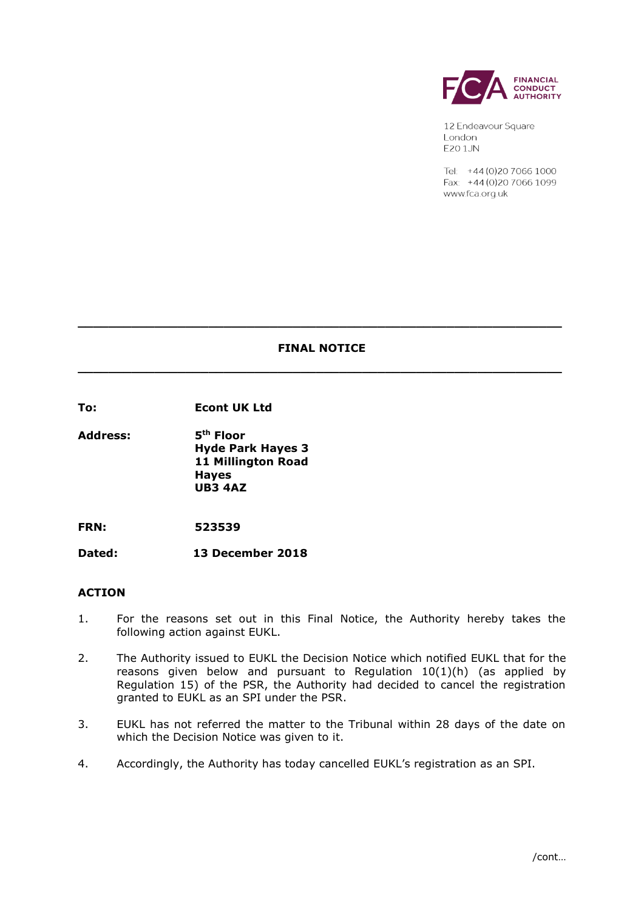FINANCIAL CONDUCT AUTHORITY

12 Endeavour Square
London
E20 1JN

Tel: +44 (0)20 7066 1000
Fax: +44 (0)20 7066 1099
www.fca.org.uk

---

# FINAL NOTICE

---

**To:** **Econt UK Ltd**

**Address:** **5th Floor**
**Hyde Park Hayes 3**
**11 Millington Road**
**Hayes**
**UB3 4AZ**

**FRN:** **523539**

**Dated:** **13 December 2018**

## ACTION

1. For the reasons set out in this Final Notice, the Authority hereby takes the following action against EUKL.

2. The Authority issued to EUKL the Decision Notice which notified EUKL that for the reasons given below and pursuant to Regulation 10(1)(h) (as applied by Regulation 15) of the PSR, the Authority had decided to cancel the registration granted to EUKL as an SPI under the PSR.

3. EUKL has not referred the matter to the Tribunal within 28 days of the date on which the Decision Notice was given to it.

4. Accordingly, the Authority has today cancelled EUKL's registration as an SPI.

/cont…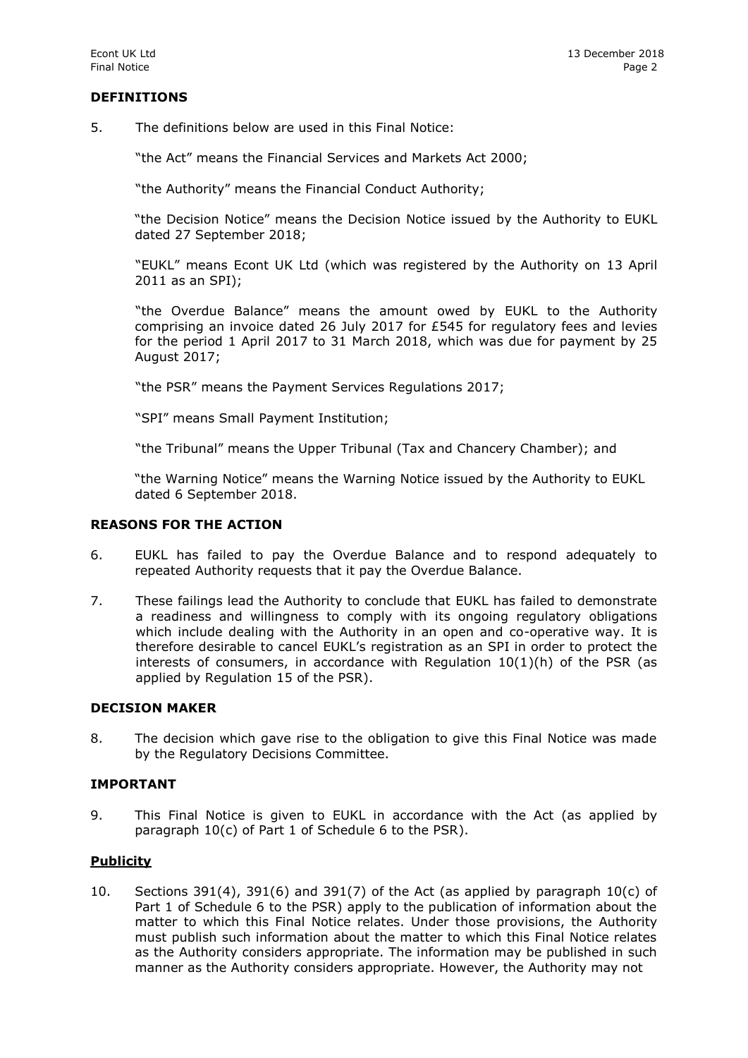## DEFINITIONS

5. The definitions below are used in this Final Notice:

   "the Act" means the Financial Services and Markets Act 2000;

   "the Authority" means the Financial Conduct Authority;

   "the Decision Notice" means the Decision Notice issued by the Authority to EUKL dated 27 September 2018;

   "EUKL" means Econt UK Ltd (which was registered by the Authority on 13 April 2011 as an SPI);

   "the Overdue Balance" means the amount owed by EUKL to the Authority comprising an invoice dated 26 July 2017 for £545 for regulatory fees and levies for the period 1 April 2017 to 31 March 2018, which was due for payment by 25 August 2017;

   "the PSR" means the Payment Services Regulations 2017;

   "SPI" means Small Payment Institution;

   "the Tribunal" means the Upper Tribunal (Tax and Chancery Chamber); and

   "the Warning Notice" means the Warning Notice issued by the Authority to EUKL dated 6 September 2018.

## REASONS FOR THE ACTION

6. EUKL has failed to pay the Overdue Balance and to respond adequately to repeated Authority requests that it pay the Overdue Balance.

7. These failings lead the Authority to conclude that EUKL has failed to demonstrate a readiness and willingness to comply with its ongoing regulatory obligations which include dealing with the Authority in an open and co-operative way. It is therefore desirable to cancel EUKL's registration as an SPI in order to protect the interests of consumers, in accordance with Regulation 10(1)(h) of the PSR (as applied by Regulation 15 of the PSR).

## DECISION MAKER

8. The decision which gave rise to the obligation to give this Final Notice was made by the Regulatory Decisions Committee.

## IMPORTANT

9. This Final Notice is given to EUKL in accordance with the Act (as applied by paragraph 10(c) of Part 1 of Schedule 6 to the PSR).

### Publicity

10. Sections 391(4), 391(6) and 391(7) of the Act (as applied by paragraph 10(c) of Part 1 of Schedule 6 to the PSR) apply to the publication of information about the matter to which this Final Notice relates. Under those provisions, the Authority must publish such information about the matter to which this Final Notice relates as the Authority considers appropriate. The information may be published in such manner as the Authority considers appropriate. However, the Authority may not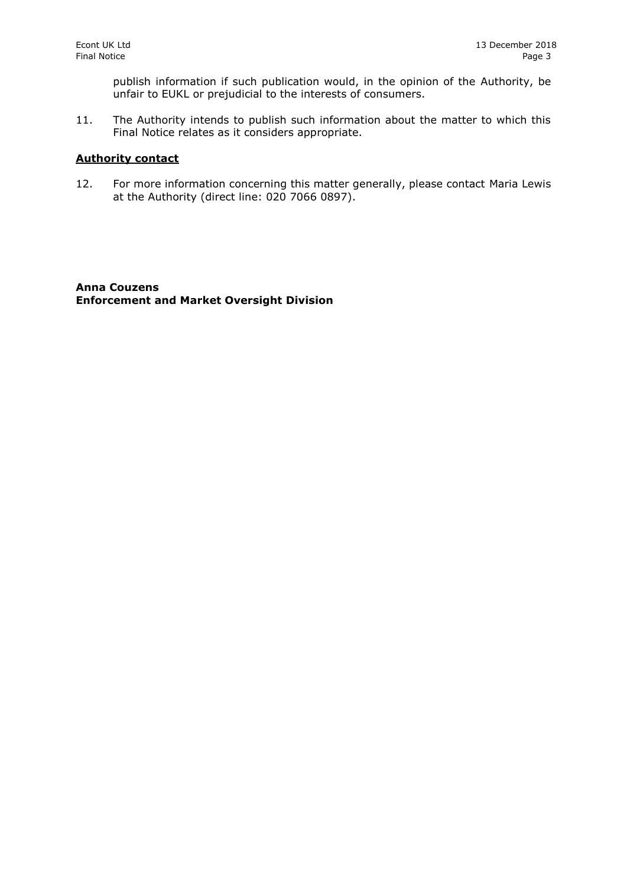publish information if such publication would, in the opinion of the Authority, be unfair to EUKL or prejudicial to the interests of consumers.

11. The Authority intends to publish such information about the matter to which this Final Notice relates as it considers appropriate.

**Authority contact**

12. For more information concerning this matter generally, please contact Maria Lewis at the Authority (direct line: 020 7066 0897).

**Anna Couzens**
**Enforcement and Market Oversight Division**